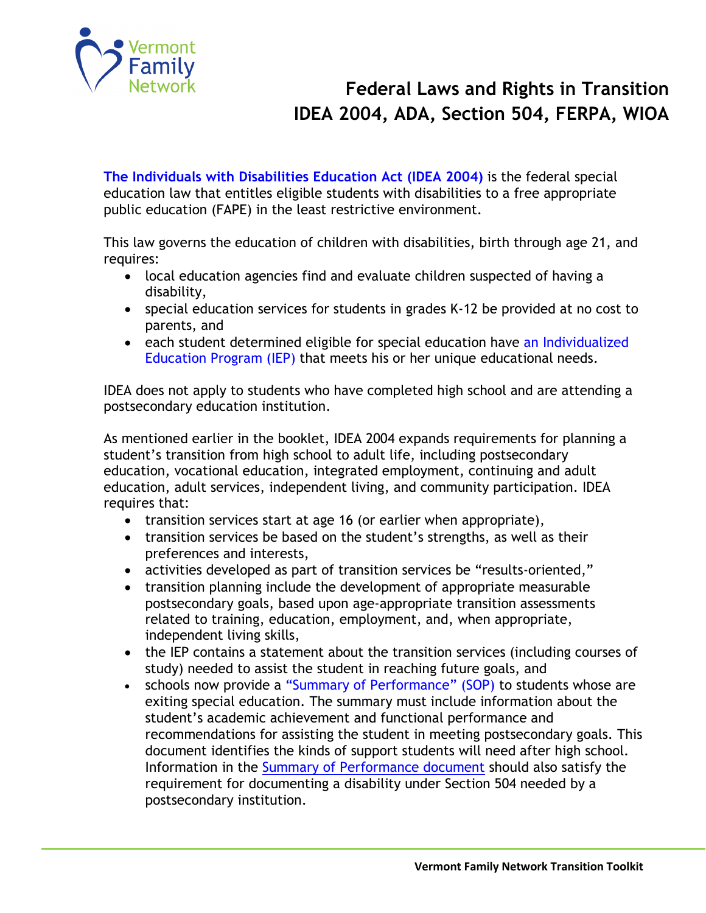# Federal Laws and Rights in Transition
# IDEA 2004, ADA, Section 504, FERPA, WIOA

**The Individuals with Disabilities Education Act (IDEA 2004)** is the federal special education law that entitles eligible students with disabilities to a free appropriate public education (FAPE) in the least restrictive environment.

This law governs the education of children with disabilities, birth through age 21, and requires:

- local education agencies find and evaluate children suspected of having a disability,
- special education services for students in grades K-12 be provided at no cost to parents, and
- each student determined eligible for special education have an Individualized Education Program (IEP) that meets his or her unique educational needs.

IDEA does not apply to students who have completed high school and are attending a postsecondary education institution.

As mentioned earlier in the booklet, IDEA 2004 expands requirements for planning a student's transition from high school to adult life, including postsecondary education, vocational education, integrated employment, continuing and adult education, adult services, independent living, and community participation. IDEA requires that:

- transition services start at age 16 (or earlier when appropriate),
- transition services be based on the student's strengths, as well as their preferences and interests,
- activities developed as part of transition services be "results-oriented,"
- transition planning include the development of appropriate measurable postsecondary goals, based upon age-appropriate transition assessments related to training, education, employment, and, when appropriate, independent living skills,
- the IEP contains a statement about the transition services (including courses of study) needed to assist the student in reaching future goals, and
- schools now provide a "Summary of Performance" (SOP) to students whose are exiting special education. The summary must include information about the student's academic achievement and functional performance and recommendations for assisting the student in meeting postsecondary goals. This document identifies the kinds of support students will need after high school. Information in the Summary of Performance document should also satisfy the requirement for documenting a disability under Section 504 needed by a postsecondary institution.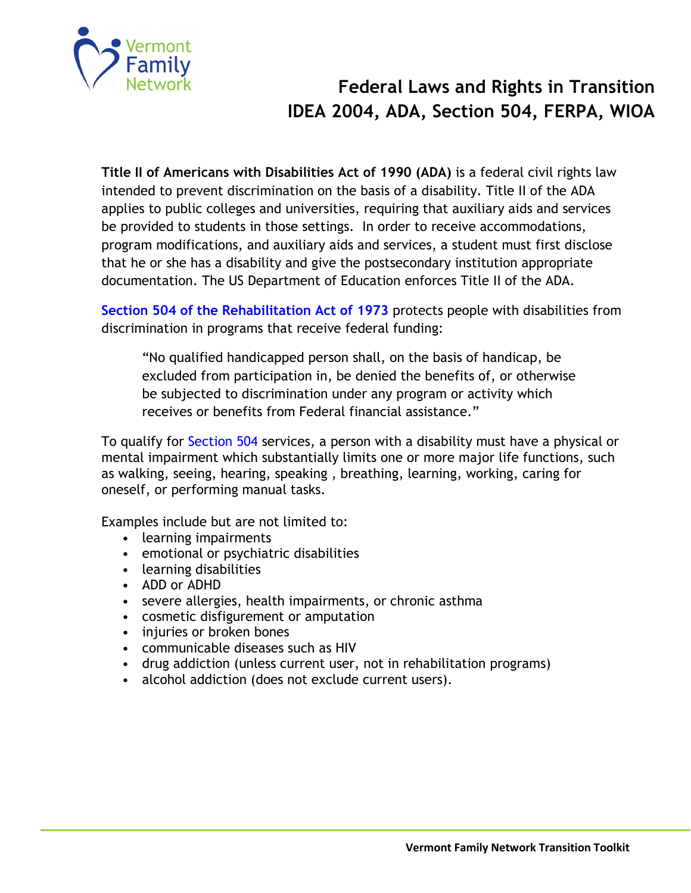# Federal Laws and Rights in Transition
# IDEA 2004, ADA, Section 504, FERPA, WIOA

**Title II of Americans with Disabilities Act of 1990 (ADA)** is a federal civil rights law intended to prevent discrimination on the basis of a disability. Title II of the ADA applies to public colleges and universities, requiring that auxiliary aids and services be provided to students in those settings. In order to receive accommodations, program modifications, and auxiliary aids and services, a student must first disclose that he or she has a disability and give the postsecondary institution appropriate documentation. The US Department of Education enforces Title II of the ADA.

**Section 504 of the Rehabilitation Act of 1973** protects people with disabilities from discrimination in programs that receive federal funding:

> "No qualified handicapped person shall, on the basis of handicap, be excluded from participation in, be denied the benefits of, or otherwise be subjected to discrimination under any program or activity which receives or benefits from Federal financial assistance."

To qualify for Section 504 services, a person with a disability must have a physical or mental impairment which substantially limits one or more major life functions, such as walking, seeing, hearing, speaking , breathing, learning, working, caring for oneself, or performing manual tasks.

Examples include but are not limited to:

- learning impairments
- emotional or psychiatric disabilities
- learning disabilities
- ADD or ADHD
- severe allergies, health impairments, or chronic asthma
- cosmetic disfigurement or amputation
- injuries or broken bones
- communicable diseases such as HIV
- drug addiction (unless current user, not in rehabilitation programs)
- alcohol addiction (does not exclude current users).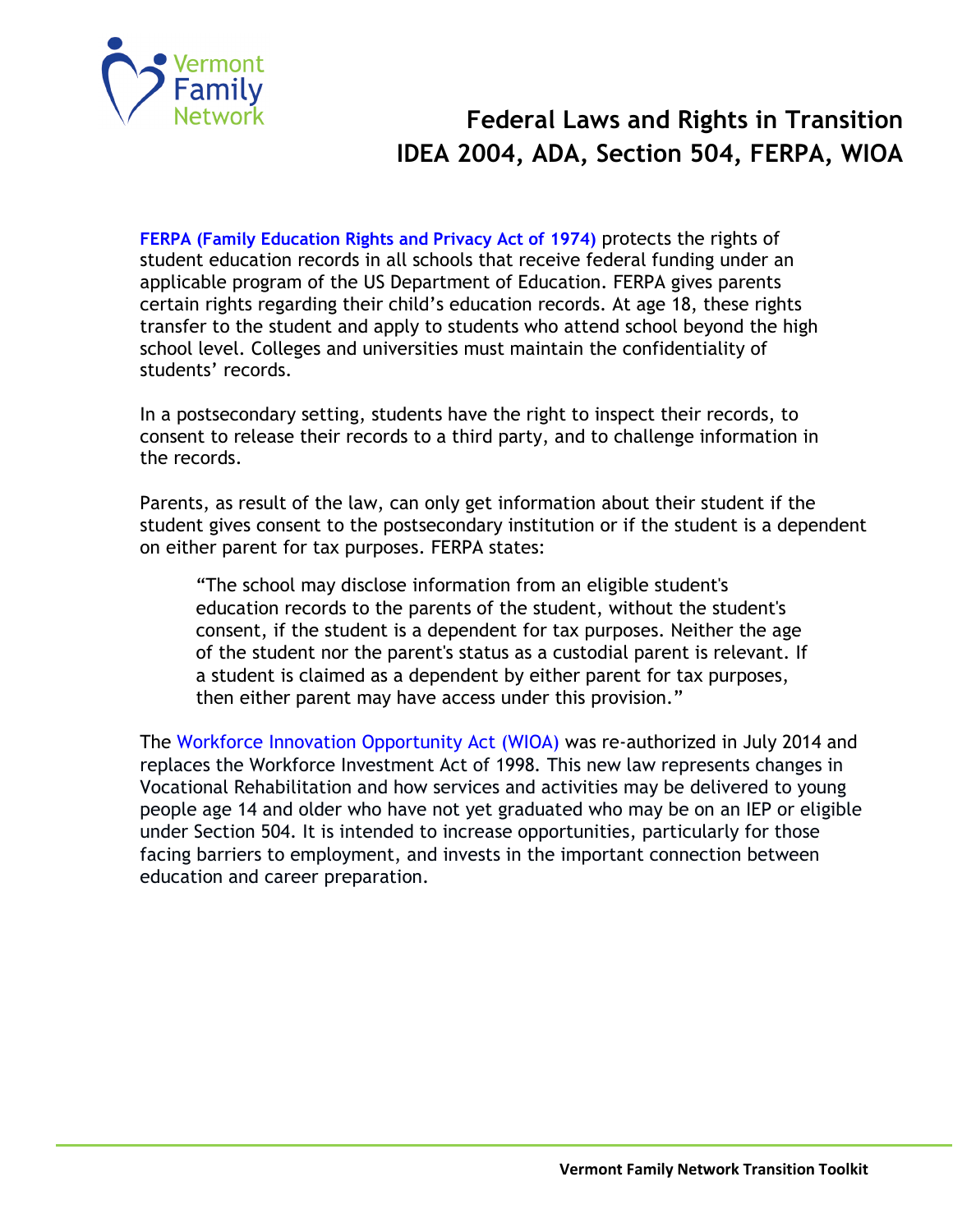**FERPA (Family Education Rights and Privacy Act of 1974)** protects the rights of student education records in all schools that receive federal funding under an applicable program of the US Department of Education. FERPA gives parents certain rights regarding their child's education records. At age 18, these rights transfer to the student and apply to students who attend school beyond the high school level. Colleges and universities must maintain the confidentiality of students' records.

In a postsecondary setting, students have the right to inspect their records, to consent to release their records to a third party, and to challenge information in the records.

Parents, as result of the law, can only get information about their student if the student gives consent to the postsecondary institution or if the student is a dependent on either parent for tax purposes. FERPA states:

> "The school may disclose information from an eligible student's education records to the parents of the student, without the student's consent, if the student is a dependent for tax purposes. Neither the age of the student nor the parent's status as a custodial parent is relevant. If a student is claimed as a dependent by either parent for tax purposes, then either parent may have access under this provision."

The Workforce Innovation Opportunity Act (WIOA) was re-authorized in July 2014 and replaces the Workforce Investment Act of 1998. This new law represents changes in Vocational Rehabilitation and how services and activities may be delivered to young people age 14 and older who have not yet graduated who may be on an IEP or eligible under Section 504. It is intended to increase opportunities, particularly for those facing barriers to employment, and invests in the important connection between education and career preparation.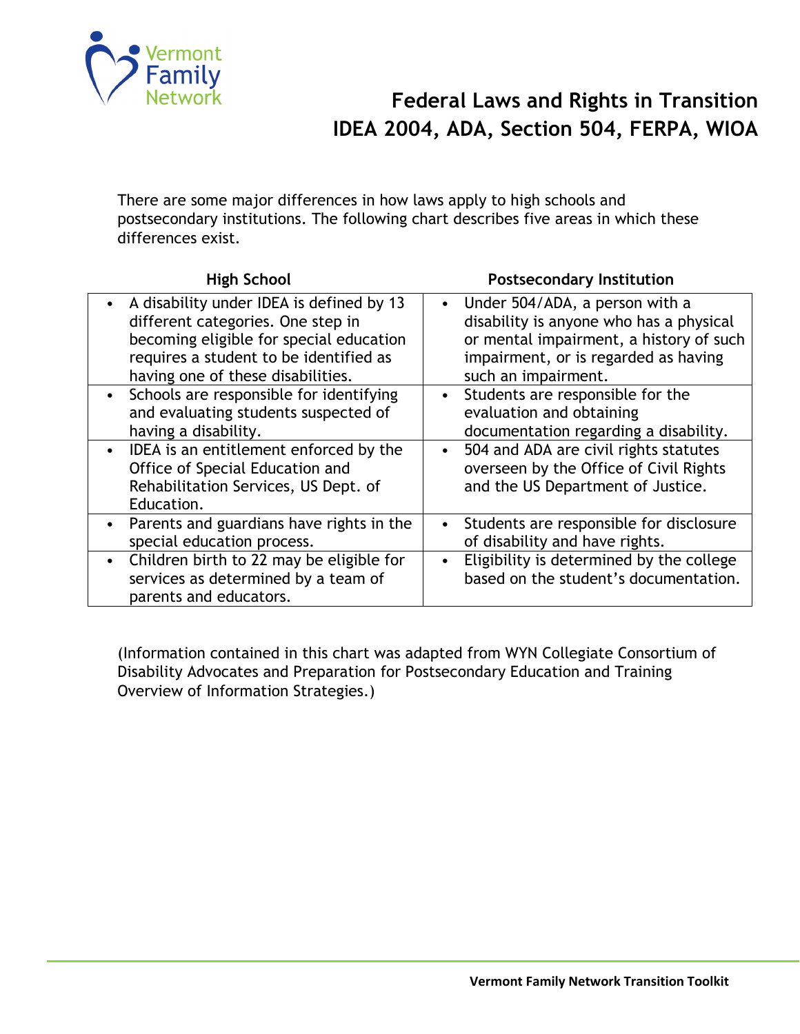# Federal Laws and Rights in Transition
# IDEA 2004, ADA, Section 504, FERPA, WIOA

There are some major differences in how laws apply to high schools and postsecondary institutions. The following chart describes five areas in which these differences exist.

| High School | Postsecondary Institution |
|---|---|
| • A disability under IDEA is defined by 13 different categories. One step in becoming eligible for special education requires a student to be identified as having one of these disabilities. | • Under 504/ADA, a person with a disability is anyone who has a physical or mental impairment, a history of such impairment, or is regarded as having such an impairment. |
| • Schools are responsible for identifying and evaluating students suspected of having a disability. | • Students are responsible for the evaluation and obtaining documentation regarding a disability. |
| • IDEA is an entitlement enforced by the Office of Special Education and Rehabilitation Services, US Dept. of Education. | • 504 and ADA are civil rights statutes overseen by the Office of Civil Rights and the US Department of Justice. |
| • Parents and guardians have rights in the special education process. | • Students are responsible for disclosure of disability and have rights. |
| • Children birth to 22 may be eligible for services as determined by a team of parents and educators. | • Eligibility is determined by the college based on the student's documentation. |

(Information contained in this chart was adapted from WYN Collegiate Consortium of Disability Advocates and Preparation for Postsecondary Education and Training Overview of Information Strategies.)